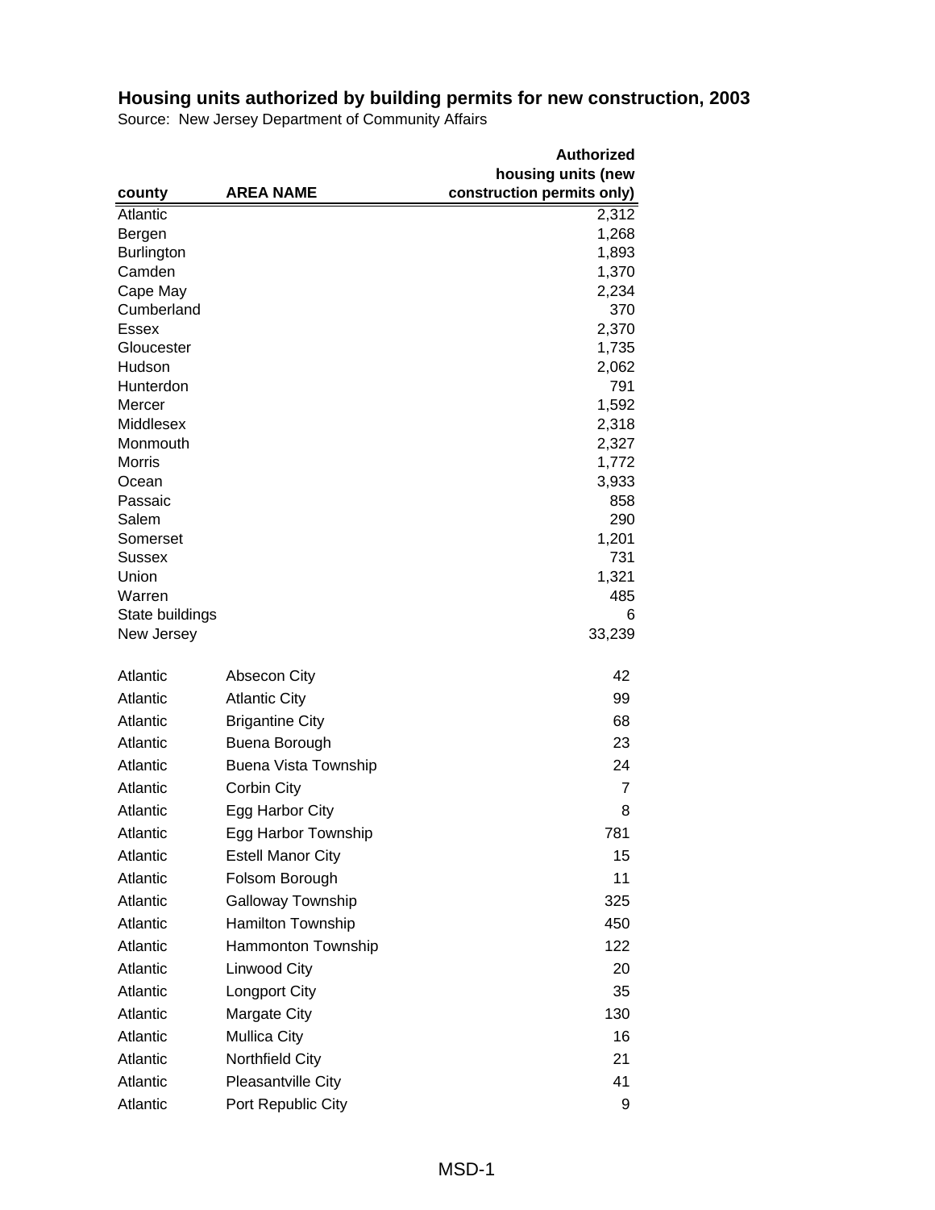## Housing units authorized by building permits for new construction, 2003

Source: New Jersey Department of Community Affairs

| county | AREA NAME | Authorized housing units (new construction permits only) |
|---|---|---|
| Atlantic | | 2,312 |
| Bergen | | 1,268 |
| Burlington | | 1,893 |
| Camden | | 1,370 |
| Cape May | | 2,234 |
| Cumberland | | 370 |
| Essex | | 2,370 |
| Gloucester | | 1,735 |
| Hudson | | 2,062 |
| Hunterdon | | 791 |
| Mercer | | 1,592 |
| Middlesex | | 2,318 |
| Monmouth | | 2,327 |
| Morris | | 1,772 |
| Ocean | | 3,933 |
| Passaic | | 858 |
| Salem | | 290 |
| Somerset | | 1,201 |
| Sussex | | 731 |
| Union | | 1,321 |
| Warren | | 485 |
| State buildings | | 6 |
| New Jersey | | 33,239 |
| | | |
| Atlantic | Absecon City | 42 |
| Atlantic | Atlantic City | 99 |
| Atlantic | Brigantine City | 68 |
| Atlantic | Buena Borough | 23 |
| Atlantic | Buena Vista Township | 24 |
| Atlantic | Corbin City | 7 |
| Atlantic | Egg Harbor City | 8 |
| Atlantic | Egg Harbor Township | 781 |
| Atlantic | Estell Manor City | 15 |
| Atlantic | Folsom Borough | 11 |
| Atlantic | Galloway Township | 325 |
| Atlantic | Hamilton Township | 450 |
| Atlantic | Hammonton Township | 122 |
| Atlantic | Linwood City | 20 |
| Atlantic | Longport City | 35 |
| Atlantic | Margate City | 130 |
| Atlantic | Mullica City | 16 |
| Atlantic | Northfield City | 21 |
| Atlantic | Pleasantville City | 41 |
| Atlantic | Port Republic City | 9 |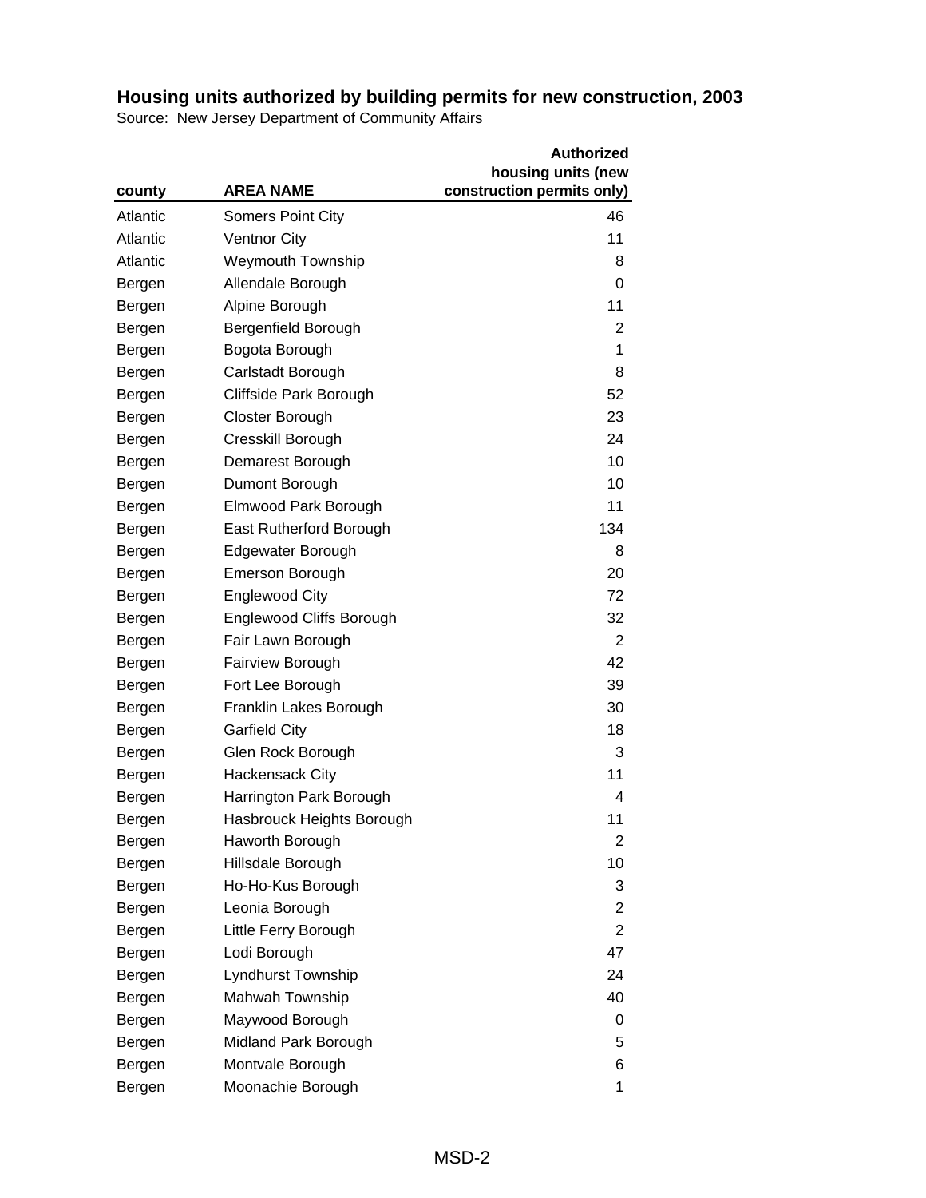## Housing units authorized by building permits for new construction, 2003

Source: New Jersey Department of Community Affairs

| county | AREA NAME | Authorized housing units (new construction permits only) |
|---|---|---|
| Atlantic | Somers Point City | 46 |
| Atlantic | Ventnor City | 11 |
| Atlantic | Weymouth Township | 8 |
| Bergen | Allendale Borough | 0 |
| Bergen | Alpine Borough | 11 |
| Bergen | Bergenfield Borough | 2 |
| Bergen | Bogota Borough | 1 |
| Bergen | Carlstadt Borough | 8 |
| Bergen | Cliffside Park Borough | 52 |
| Bergen | Closter Borough | 23 |
| Bergen | Cresskill Borough | 24 |
| Bergen | Demarest Borough | 10 |
| Bergen | Dumont Borough | 10 |
| Bergen | Elmwood Park Borough | 11 |
| Bergen | East Rutherford Borough | 134 |
| Bergen | Edgewater Borough | 8 |
| Bergen | Emerson Borough | 20 |
| Bergen | Englewood City | 72 |
| Bergen | Englewood Cliffs Borough | 32 |
| Bergen | Fair Lawn Borough | 2 |
| Bergen | Fairview Borough | 42 |
| Bergen | Fort Lee Borough | 39 |
| Bergen | Franklin Lakes Borough | 30 |
| Bergen | Garfield City | 18 |
| Bergen | Glen Rock Borough | 3 |
| Bergen | Hackensack City | 11 |
| Bergen | Harrington Park Borough | 4 |
| Bergen | Hasbrouck Heights Borough | 11 |
| Bergen | Haworth Borough | 2 |
| Bergen | Hillsdale Borough | 10 |
| Bergen | Ho-Ho-Kus Borough | 3 |
| Bergen | Leonia Borough | 2 |
| Bergen | Little Ferry Borough | 2 |
| Bergen | Lodi Borough | 47 |
| Bergen | Lyndhurst Township | 24 |
| Bergen | Mahwah Township | 40 |
| Bergen | Maywood Borough | 0 |
| Bergen | Midland Park Borough | 5 |
| Bergen | Montvale Borough | 6 |
| Bergen | Moonachie Borough | 1 |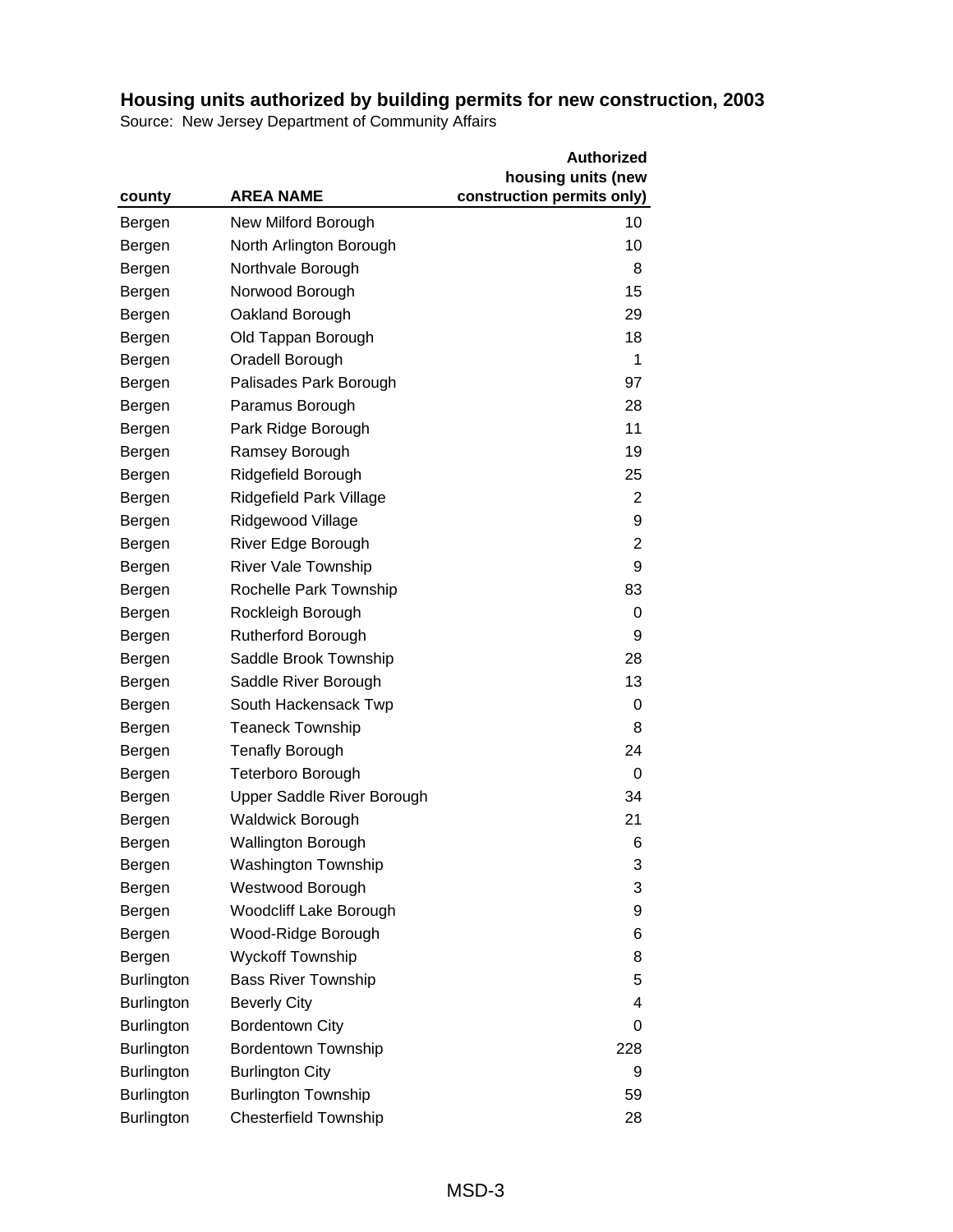## Housing units authorized by building permits for new construction, 2003

Source: New Jersey Department of Community Affairs

| county | AREA NAME | Authorized housing units (new construction permits only) |
|---|---|---:|
| Bergen | New Milford Borough | 10 |
| Bergen | North Arlington Borough | 10 |
| Bergen | Northvale Borough | 8 |
| Bergen | Norwood Borough | 15 |
| Bergen | Oakland Borough | 29 |
| Bergen | Old Tappan Borough | 18 |
| Bergen | Oradell Borough | 1 |
| Bergen | Palisades Park Borough | 97 |
| Bergen | Paramus Borough | 28 |
| Bergen | Park Ridge Borough | 11 |
| Bergen | Ramsey Borough | 19 |
| Bergen | Ridgefield Borough | 25 |
| Bergen | Ridgefield Park Village | 2 |
| Bergen | Ridgewood Village | 9 |
| Bergen | River Edge Borough | 2 |
| Bergen | River Vale Township | 9 |
| Bergen | Rochelle Park Township | 83 |
| Bergen | Rockleigh Borough | 0 |
| Bergen | Rutherford Borough | 9 |
| Bergen | Saddle Brook Township | 28 |
| Bergen | Saddle River Borough | 13 |
| Bergen | South Hackensack Twp | 0 |
| Bergen | Teaneck Township | 8 |
| Bergen | Tenafly Borough | 24 |
| Bergen | Teterboro Borough | 0 |
| Bergen | Upper Saddle River Borough | 34 |
| Bergen | Waldwick Borough | 21 |
| Bergen | Wallington Borough | 6 |
| Bergen | Washington Township | 3 |
| Bergen | Westwood Borough | 3 |
| Bergen | Woodcliff Lake Borough | 9 |
| Bergen | Wood-Ridge Borough | 6 |
| Bergen | Wyckoff Township | 8 |
| Burlington | Bass River Township | 5 |
| Burlington | Beverly City | 4 |
| Burlington | Bordentown City | 0 |
| Burlington | Bordentown Township | 228 |
| Burlington | Burlington City | 9 |
| Burlington | Burlington Township | 59 |
| Burlington | Chesterfield Township | 28 |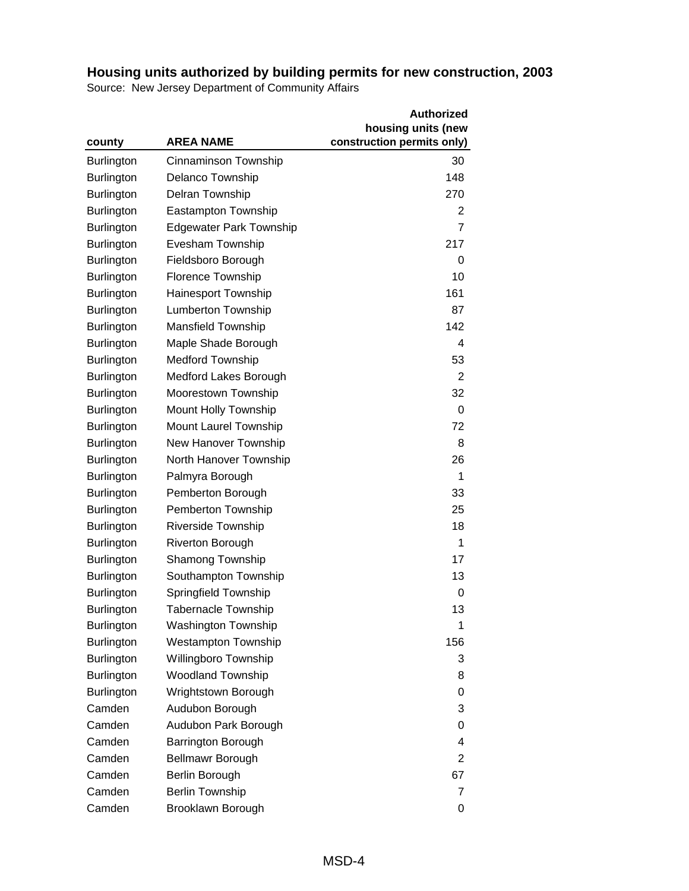# Housing units authorized by building permits for new construction, 2003

Source: New Jersey Department of Community Affairs

| county | AREA NAME | Authorized housing units (new construction permits only) |
|---|---|---|
| Burlington | Cinnaminson Township | 30 |
| Burlington | Delanco Township | 148 |
| Burlington | Delran Township | 270 |
| Burlington | Eastampton Township | 2 |
| Burlington | Edgewater Park Township | 7 |
| Burlington | Evesham Township | 217 |
| Burlington | Fieldsboro Borough | 0 |
| Burlington | Florence Township | 10 |
| Burlington | Hainesport Township | 161 |
| Burlington | Lumberton Township | 87 |
| Burlington | Mansfield Township | 142 |
| Burlington | Maple Shade Borough | 4 |
| Burlington | Medford Township | 53 |
| Burlington | Medford Lakes Borough | 2 |
| Burlington | Moorestown Township | 32 |
| Burlington | Mount Holly Township | 0 |
| Burlington | Mount Laurel Township | 72 |
| Burlington | New Hanover Township | 8 |
| Burlington | North Hanover Township | 26 |
| Burlington | Palmyra Borough | 1 |
| Burlington | Pemberton Borough | 33 |
| Burlington | Pemberton Township | 25 |
| Burlington | Riverside Township | 18 |
| Burlington | Riverton Borough | 1 |
| Burlington | Shamong Township | 17 |
| Burlington | Southampton Township | 13 |
| Burlington | Springfield Township | 0 |
| Burlington | Tabernacle Township | 13 |
| Burlington | Washington Township | 1 |
| Burlington | Westampton Township | 156 |
| Burlington | Willingboro Township | 3 |
| Burlington | Woodland Township | 8 |
| Burlington | Wrightstown Borough | 0 |
| Camden | Audubon Borough | 3 |
| Camden | Audubon Park Borough | 0 |
| Camden | Barrington Borough | 4 |
| Camden | Bellmawr Borough | 2 |
| Camden | Berlin Borough | 67 |
| Camden | Berlin Township | 7 |
| Camden | Brooklawn Borough | 0 |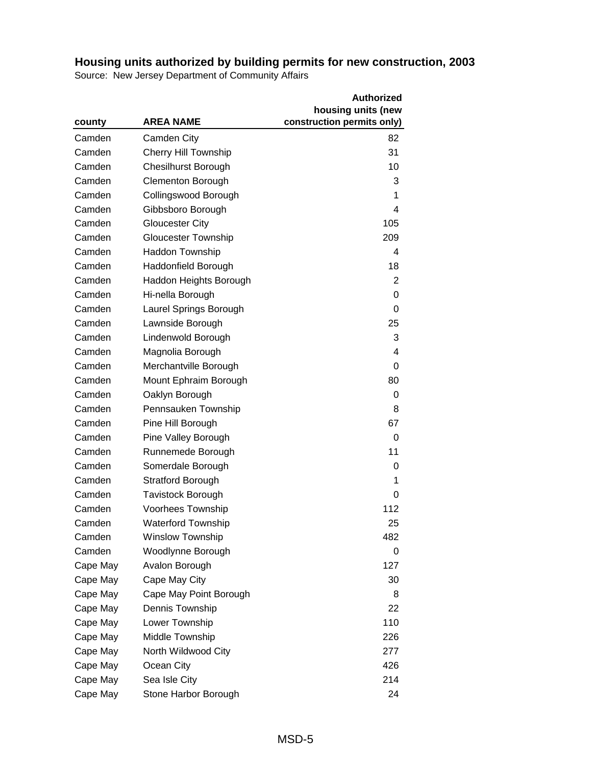## Housing units authorized by building permits for new construction, 2003

Source: New Jersey Department of Community Affairs

| county | AREA NAME | Authorized housing units (new construction permits only) |
|---|---|---|
| Camden | Camden City | 82 |
| Camden | Cherry Hill Township | 31 |
| Camden | Chesilhurst Borough | 10 |
| Camden | Clementon Borough | 3 |
| Camden | Collingswood Borough | 1 |
| Camden | Gibbsboro Borough | 4 |
| Camden | Gloucester City | 105 |
| Camden | Gloucester Township | 209 |
| Camden | Haddon Township | 4 |
| Camden | Haddonfield Borough | 18 |
| Camden | Haddon Heights Borough | 2 |
| Camden | Hi-nella Borough | 0 |
| Camden | Laurel Springs Borough | 0 |
| Camden | Lawnside Borough | 25 |
| Camden | Lindenwold Borough | 3 |
| Camden | Magnolia Borough | 4 |
| Camden | Merchantville Borough | 0 |
| Camden | Mount Ephraim Borough | 80 |
| Camden | Oaklyn Borough | 0 |
| Camden | Pennsauken Township | 8 |
| Camden | Pine Hill Borough | 67 |
| Camden | Pine Valley Borough | 0 |
| Camden | Runnemede Borough | 11 |
| Camden | Somerdale Borough | 0 |
| Camden | Stratford Borough | 1 |
| Camden | Tavistock Borough | 0 |
| Camden | Voorhees Township | 112 |
| Camden | Waterford Township | 25 |
| Camden | Winslow Township | 482 |
| Camden | Woodlynne Borough | 0 |
| Cape May | Avalon Borough | 127 |
| Cape May | Cape May City | 30 |
| Cape May | Cape May Point Borough | 8 |
| Cape May | Dennis Township | 22 |
| Cape May | Lower Township | 110 |
| Cape May | Middle Township | 226 |
| Cape May | North Wildwood City | 277 |
| Cape May | Ocean City | 426 |
| Cape May | Sea Isle City | 214 |
| Cape May | Stone Harbor Borough | 24 |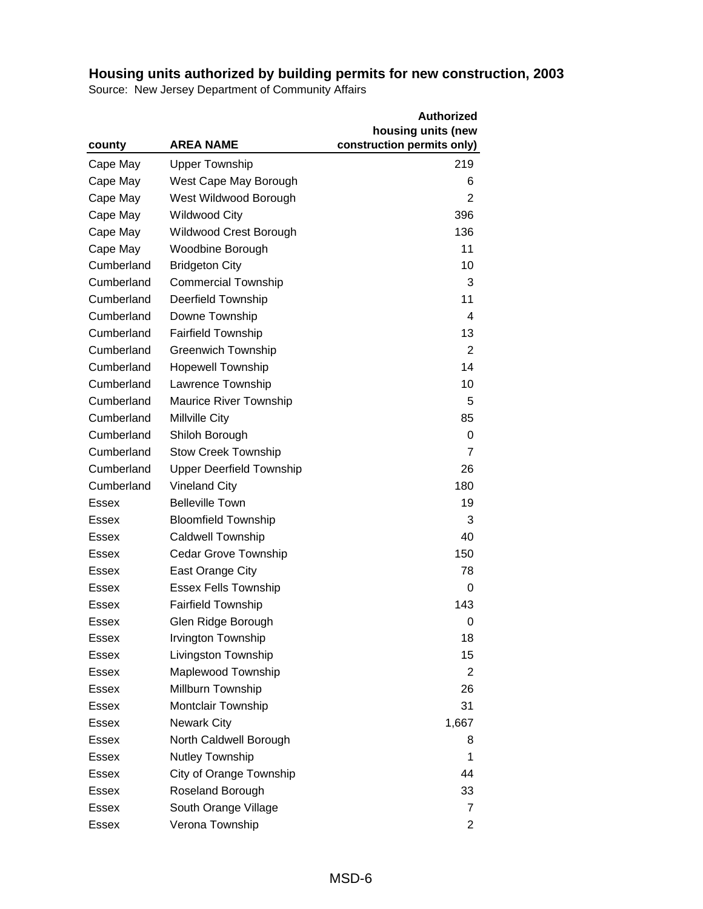## Housing units authorized by building permits for new construction, 2003

Source: New Jersey Department of Community Affairs

| county | AREA NAME | Authorized housing units (new construction permits only) |
|---|---|---|
| Cape May | Upper Township | 219 |
| Cape May | West Cape May Borough | 6 |
| Cape May | West Wildwood Borough | 2 |
| Cape May | Wildwood City | 396 |
| Cape May | Wildwood Crest Borough | 136 |
| Cape May | Woodbine Borough | 11 |
| Cumberland | Bridgeton City | 10 |
| Cumberland | Commercial Township | 3 |
| Cumberland | Deerfield Township | 11 |
| Cumberland | Downe Township | 4 |
| Cumberland | Fairfield Township | 13 |
| Cumberland | Greenwich Township | 2 |
| Cumberland | Hopewell Township | 14 |
| Cumberland | Lawrence Township | 10 |
| Cumberland | Maurice River Township | 5 |
| Cumberland | Millville City | 85 |
| Cumberland | Shiloh Borough | 0 |
| Cumberland | Stow Creek Township | 7 |
| Cumberland | Upper Deerfield Township | 26 |
| Cumberland | Vineland City | 180 |
| Essex | Belleville Town | 19 |
| Essex | Bloomfield Township | 3 |
| Essex | Caldwell Township | 40 |
| Essex | Cedar Grove Township | 150 |
| Essex | East Orange City | 78 |
| Essex | Essex Fells Township | 0 |
| Essex | Fairfield Township | 143 |
| Essex | Glen Ridge Borough | 0 |
| Essex | Irvington Township | 18 |
| Essex | Livingston Township | 15 |
| Essex | Maplewood Township | 2 |
| Essex | Millburn Township | 26 |
| Essex | Montclair Township | 31 |
| Essex | Newark City | 1,667 |
| Essex | North Caldwell Borough | 8 |
| Essex | Nutley Township | 1 |
| Essex | City of Orange Township | 44 |
| Essex | Roseland Borough | 33 |
| Essex | South Orange Village | 7 |
| Essex | Verona Township | 2 |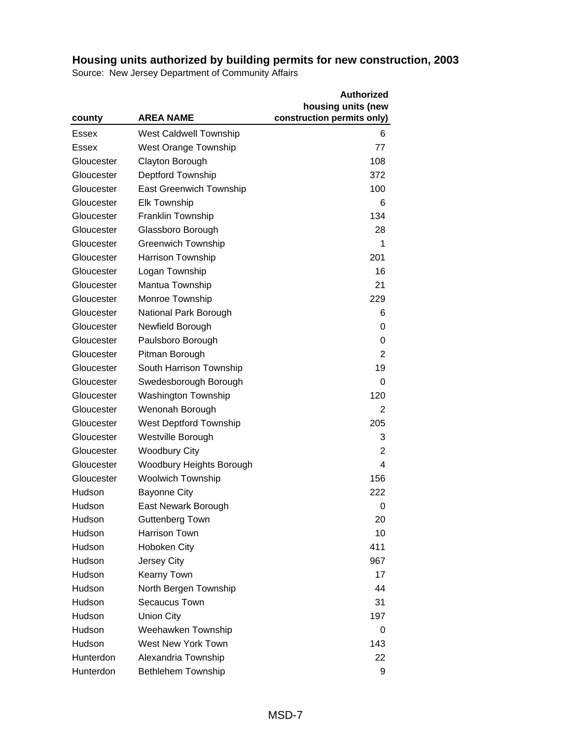**Housing units authorized by building permits for new construction, 2003**

Source: New Jersey Department of Community Affairs

| county | AREA NAME | Authorized housing units (new construction permits only) |
|---|---|---|
| Essex | West Caldwell Township | 6 |
| Essex | West Orange Township | 77 |
| Gloucester | Clayton Borough | 108 |
| Gloucester | Deptford Township | 372 |
| Gloucester | East Greenwich Township | 100 |
| Gloucester | Elk Township | 6 |
| Gloucester | Franklin Township | 134 |
| Gloucester | Glassboro Borough | 28 |
| Gloucester | Greenwich Township | 1 |
| Gloucester | Harrison Township | 201 |
| Gloucester | Logan Township | 16 |
| Gloucester | Mantua Township | 21 |
| Gloucester | Monroe Township | 229 |
| Gloucester | National Park Borough | 6 |
| Gloucester | Newfield Borough | 0 |
| Gloucester | Paulsboro Borough | 0 |
| Gloucester | Pitman Borough | 2 |
| Gloucester | South Harrison Township | 19 |
| Gloucester | Swedesborough Borough | 0 |
| Gloucester | Washington Township | 120 |
| Gloucester | Wenonah Borough | 2 |
| Gloucester | West Deptford Township | 205 |
| Gloucester | Westville Borough | 3 |
| Gloucester | Woodbury City | 2 |
| Gloucester | Woodbury Heights Borough | 4 |
| Gloucester | Woolwich Township | 156 |
| Hudson | Bayonne City | 222 |
| Hudson | East Newark Borough | 0 |
| Hudson | Guttenberg Town | 20 |
| Hudson | Harrison Town | 10 |
| Hudson | Hoboken City | 411 |
| Hudson | Jersey City | 967 |
| Hudson | Kearny Town | 17 |
| Hudson | North Bergen Township | 44 |
| Hudson | Secaucus Town | 31 |
| Hudson | Union City | 197 |
| Hudson | Weehawken Township | 0 |
| Hudson | West New York Town | 143 |
| Hunterdon | Alexandria Township | 22 |
| Hunterdon | Bethlehem Township | 9 |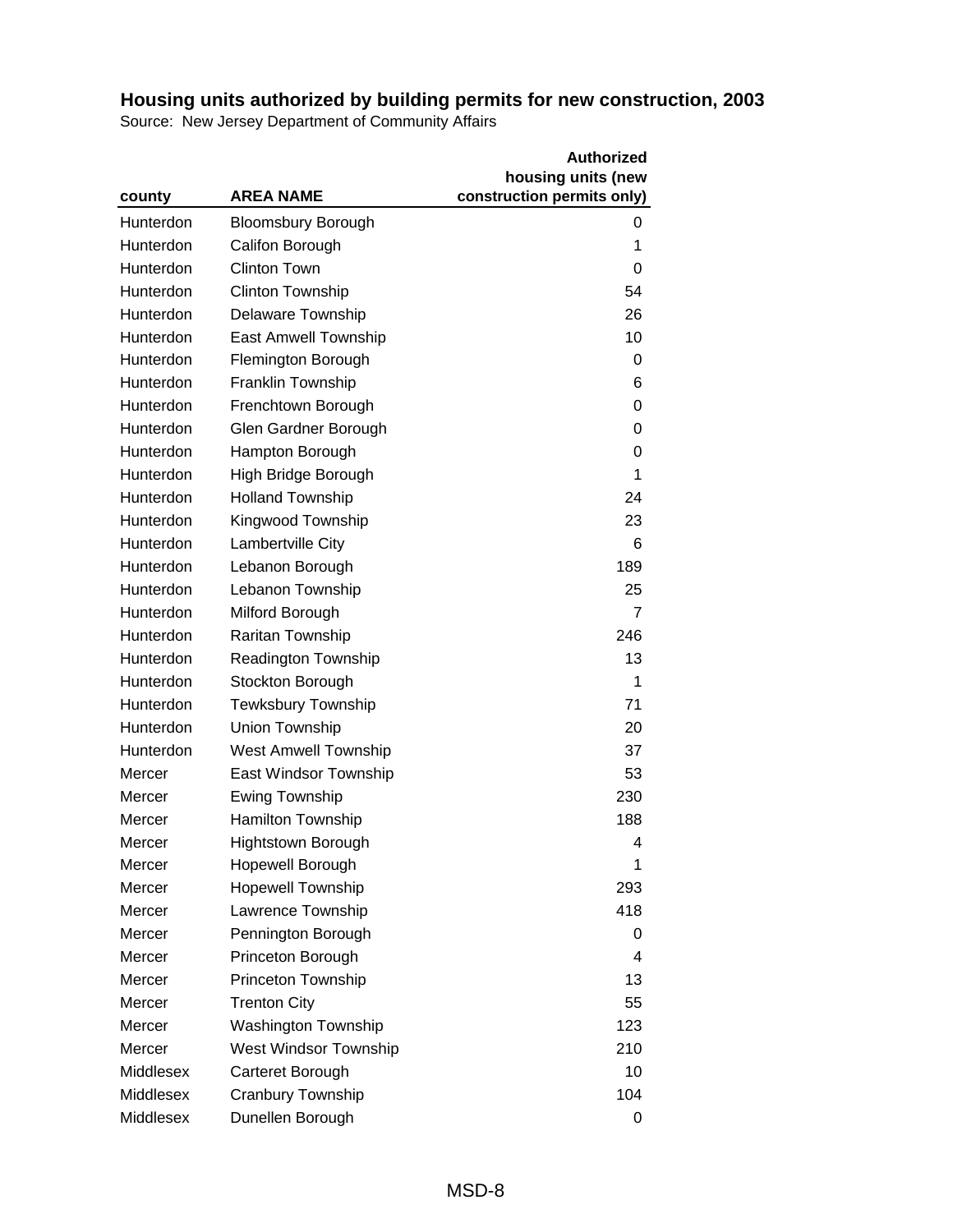# Housing units authorized by building permits for new construction, 2003

Source: New Jersey Department of Community Affairs

| county | AREA NAME | Authorized housing units (new construction permits only) |
|---|---|---|
| Hunterdon | Bloomsbury Borough | 0 |
| Hunterdon | Califon Borough | 1 |
| Hunterdon | Clinton Town | 0 |
| Hunterdon | Clinton Township | 54 |
| Hunterdon | Delaware Township | 26 |
| Hunterdon | East Amwell Township | 10 |
| Hunterdon | Flemington Borough | 0 |
| Hunterdon | Franklin Township | 6 |
| Hunterdon | Frenchtown Borough | 0 |
| Hunterdon | Glen Gardner Borough | 0 |
| Hunterdon | Hampton Borough | 0 |
| Hunterdon | High Bridge Borough | 1 |
| Hunterdon | Holland Township | 24 |
| Hunterdon | Kingwood Township | 23 |
| Hunterdon | Lambertville City | 6 |
| Hunterdon | Lebanon Borough | 189 |
| Hunterdon | Lebanon Township | 25 |
| Hunterdon | Milford Borough | 7 |
| Hunterdon | Raritan Township | 246 |
| Hunterdon | Readington Township | 13 |
| Hunterdon | Stockton Borough | 1 |
| Hunterdon | Tewksbury Township | 71 |
| Hunterdon | Union Township | 20 |
| Hunterdon | West Amwell Township | 37 |
| Mercer | East Windsor Township | 53 |
| Mercer | Ewing Township | 230 |
| Mercer | Hamilton Township | 188 |
| Mercer | Hightstown Borough | 4 |
| Mercer | Hopewell Borough | 1 |
| Mercer | Hopewell Township | 293 |
| Mercer | Lawrence Township | 418 |
| Mercer | Pennington Borough | 0 |
| Mercer | Princeton Borough | 4 |
| Mercer | Princeton Township | 13 |
| Mercer | Trenton City | 55 |
| Mercer | Washington Township | 123 |
| Mercer | West Windsor Township | 210 |
| Middlesex | Carteret Borough | 10 |
| Middlesex | Cranbury Township | 104 |
| Middlesex | Dunellen Borough | 0 |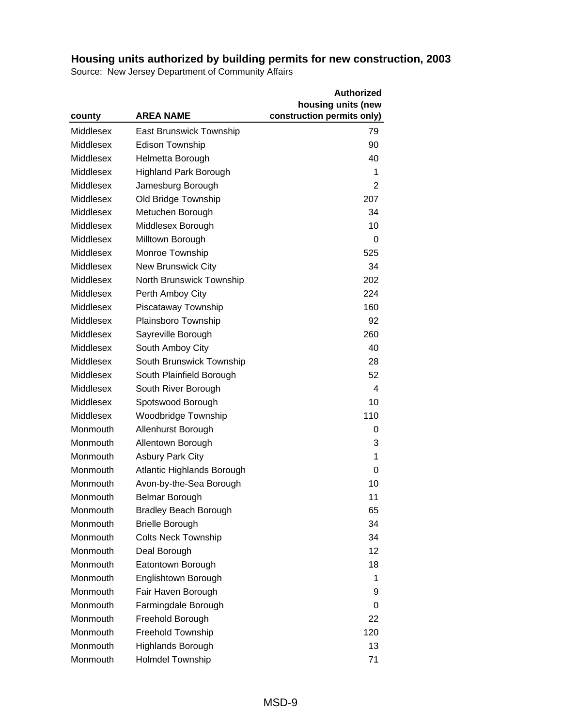**Housing units authorized by building permits for new construction, 2003**

Source: New Jersey Department of Community Affairs

| county | AREA NAME | Authorized housing units (new construction permits only) |
|---|---|---|
| Middlesex | East Brunswick Township | 79 |
| Middlesex | Edison Township | 90 |
| Middlesex | Helmetta Borough | 40 |
| Middlesex | Highland Park Borough | 1 |
| Middlesex | Jamesburg Borough | 2 |
| Middlesex | Old Bridge Township | 207 |
| Middlesex | Metuchen Borough | 34 |
| Middlesex | Middlesex Borough | 10 |
| Middlesex | Milltown Borough | 0 |
| Middlesex | Monroe Township | 525 |
| Middlesex | New Brunswick City | 34 |
| Middlesex | North Brunswick Township | 202 |
| Middlesex | Perth Amboy City | 224 |
| Middlesex | Piscataway Township | 160 |
| Middlesex | Plainsboro Township | 92 |
| Middlesex | Sayreville Borough | 260 |
| Middlesex | South Amboy City | 40 |
| Middlesex | South Brunswick Township | 28 |
| Middlesex | South Plainfield Borough | 52 |
| Middlesex | South River Borough | 4 |
| Middlesex | Spotswood Borough | 10 |
| Middlesex | Woodbridge Township | 110 |
| Monmouth | Allenhurst Borough | 0 |
| Monmouth | Allentown Borough | 3 |
| Monmouth | Asbury Park City | 1 |
| Monmouth | Atlantic Highlands Borough | 0 |
| Monmouth | Avon-by-the-Sea Borough | 10 |
| Monmouth | Belmar Borough | 11 |
| Monmouth | Bradley Beach Borough | 65 |
| Monmouth | Brielle Borough | 34 |
| Monmouth | Colts Neck Township | 34 |
| Monmouth | Deal Borough | 12 |
| Monmouth | Eatontown Borough | 18 |
| Monmouth | Englishtown Borough | 1 |
| Monmouth | Fair Haven Borough | 9 |
| Monmouth | Farmingdale Borough | 0 |
| Monmouth | Freehold Borough | 22 |
| Monmouth | Freehold Township | 120 |
| Monmouth | Highlands Borough | 13 |
| Monmouth | Holmdel Township | 71 |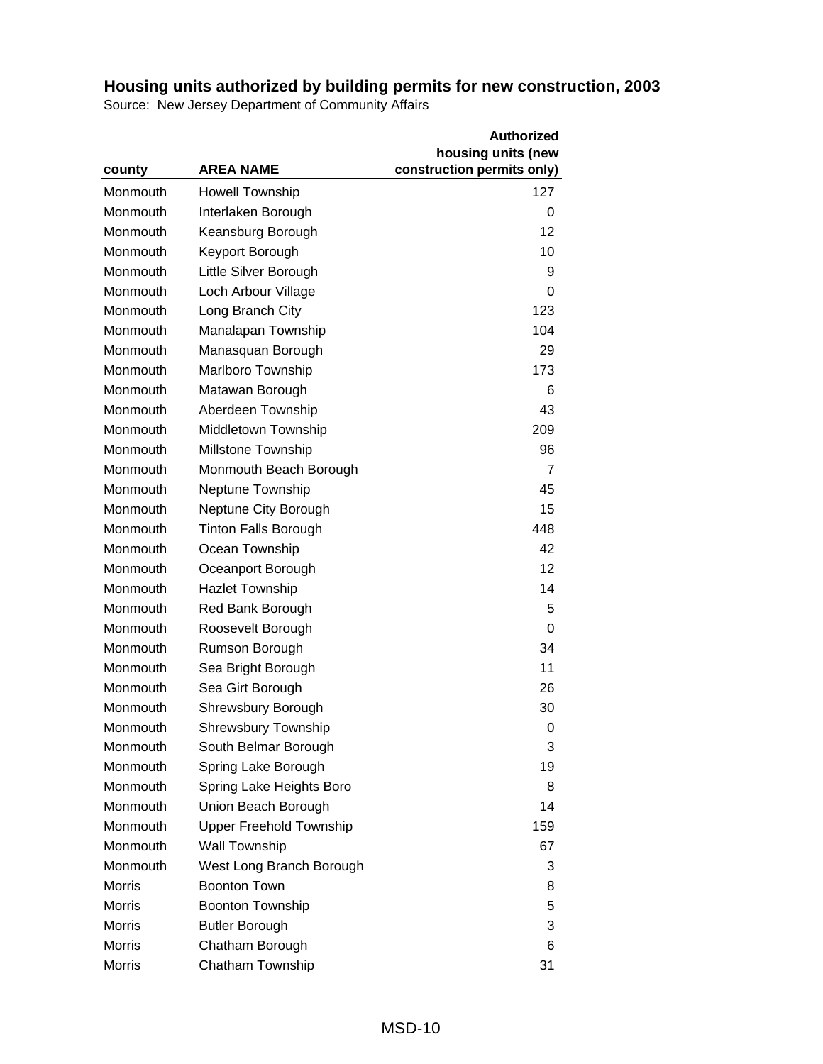# Housing units authorized by building permits for new construction, 2003

Source: New Jersey Department of Community Affairs

| county | AREA NAME | Authorized housing units (new construction permits only) |
|---|---|---|
| Monmouth | Howell Township | 127 |
| Monmouth | Interlaken Borough | 0 |
| Monmouth | Keansburg Borough | 12 |
| Monmouth | Keyport Borough | 10 |
| Monmouth | Little Silver Borough | 9 |
| Monmouth | Loch Arbour Village | 0 |
| Monmouth | Long Branch City | 123 |
| Monmouth | Manalapan Township | 104 |
| Monmouth | Manasquan Borough | 29 |
| Monmouth | Marlboro Township | 173 |
| Monmouth | Matawan Borough | 6 |
| Monmouth | Aberdeen Township | 43 |
| Monmouth | Middletown Township | 209 |
| Monmouth | Millstone Township | 96 |
| Monmouth | Monmouth Beach Borough | 7 |
| Monmouth | Neptune Township | 45 |
| Monmouth | Neptune City Borough | 15 |
| Monmouth | Tinton Falls Borough | 448 |
| Monmouth | Ocean Township | 42 |
| Monmouth | Oceanport Borough | 12 |
| Monmouth | Hazlet Township | 14 |
| Monmouth | Red Bank Borough | 5 |
| Monmouth | Roosevelt Borough | 0 |
| Monmouth | Rumson Borough | 34 |
| Monmouth | Sea Bright Borough | 11 |
| Monmouth | Sea Girt Borough | 26 |
| Monmouth | Shrewsbury Borough | 30 |
| Monmouth | Shrewsbury Township | 0 |
| Monmouth | South Belmar Borough | 3 |
| Monmouth | Spring Lake Borough | 19 |
| Monmouth | Spring Lake Heights Boro | 8 |
| Monmouth | Union Beach Borough | 14 |
| Monmouth | Upper Freehold Township | 159 |
| Monmouth | Wall Township | 67 |
| Monmouth | West Long Branch Borough | 3 |
| Morris | Boonton Town | 8 |
| Morris | Boonton Township | 5 |
| Morris | Butler Borough | 3 |
| Morris | Chatham Borough | 6 |
| Morris | Chatham Township | 31 |

MSD-10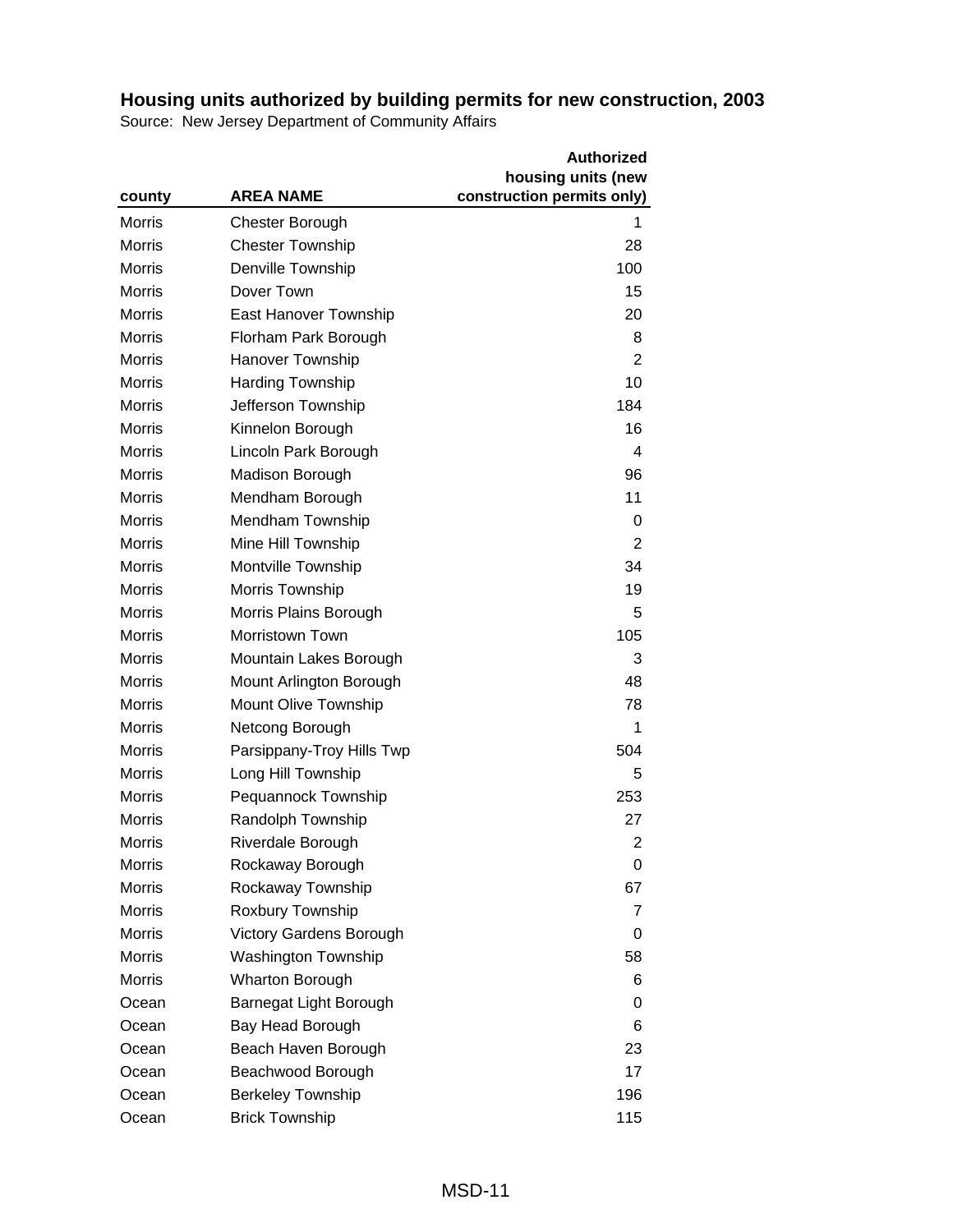# Housing units authorized by building permits for new construction, 2003

Source: New Jersey Department of Community Affairs

| county | AREA NAME | Authorized housing units (new construction permits only) |
|---|---|---|
| Morris | Chester Borough | 1 |
| Morris | Chester Township | 28 |
| Morris | Denville Township | 100 |
| Morris | Dover Town | 15 |
| Morris | East Hanover Township | 20 |
| Morris | Florham Park Borough | 8 |
| Morris | Hanover Township | 2 |
| Morris | Harding Township | 10 |
| Morris | Jefferson Township | 184 |
| Morris | Kinnelon Borough | 16 |
| Morris | Lincoln Park Borough | 4 |
| Morris | Madison Borough | 96 |
| Morris | Mendham Borough | 11 |
| Morris | Mendham Township | 0 |
| Morris | Mine Hill Township | 2 |
| Morris | Montville Township | 34 |
| Morris | Morris Township | 19 |
| Morris | Morris Plains Borough | 5 |
| Morris | Morristown Town | 105 |
| Morris | Mountain Lakes Borough | 3 |
| Morris | Mount Arlington Borough | 48 |
| Morris | Mount Olive Township | 78 |
| Morris | Netcong Borough | 1 |
| Morris | Parsippany-Troy Hills Twp | 504 |
| Morris | Long Hill Township | 5 |
| Morris | Pequannock Township | 253 |
| Morris | Randolph Township | 27 |
| Morris | Riverdale Borough | 2 |
| Morris | Rockaway Borough | 0 |
| Morris | Rockaway Township | 67 |
| Morris | Roxbury Township | 7 |
| Morris | Victory Gardens Borough | 0 |
| Morris | Washington Township | 58 |
| Morris | Wharton Borough | 6 |
| Ocean | Barnegat Light Borough | 0 |
| Ocean | Bay Head Borough | 6 |
| Ocean | Beach Haven Borough | 23 |
| Ocean | Beachwood Borough | 17 |
| Ocean | Berkeley Township | 196 |
| Ocean | Brick Township | 115 |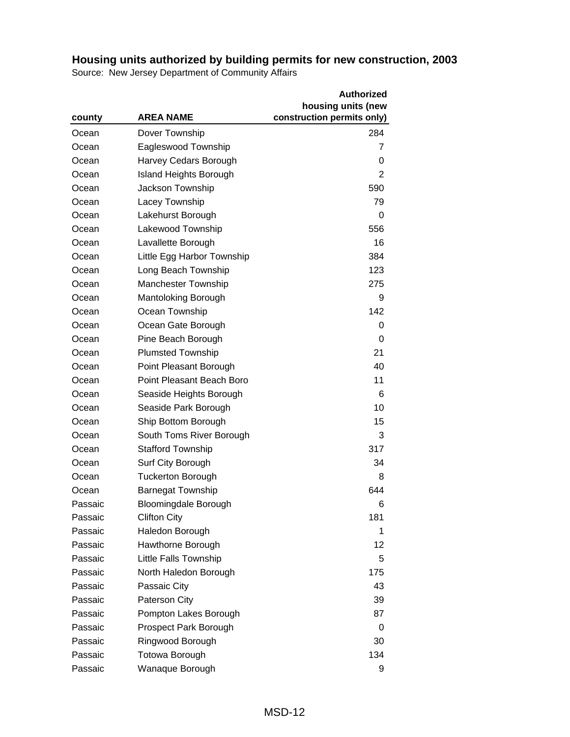## Housing units authorized by building permits for new construction, 2003

Source: New Jersey Department of Community Affairs

| county | AREA NAME | Authorized housing units (new construction permits only) |
|---|---|---|
| Ocean | Dover Township | 284 |
| Ocean | Eagleswood Township | 7 |
| Ocean | Harvey Cedars Borough | 0 |
| Ocean | Island Heights Borough | 2 |
| Ocean | Jackson Township | 590 |
| Ocean | Lacey Township | 79 |
| Ocean | Lakehurst Borough | 0 |
| Ocean | Lakewood Township | 556 |
| Ocean | Lavallette Borough | 16 |
| Ocean | Little Egg Harbor Township | 384 |
| Ocean | Long Beach Township | 123 |
| Ocean | Manchester Township | 275 |
| Ocean | Mantoloking Borough | 9 |
| Ocean | Ocean Township | 142 |
| Ocean | Ocean Gate Borough | 0 |
| Ocean | Pine Beach Borough | 0 |
| Ocean | Plumsted Township | 21 |
| Ocean | Point Pleasant Borough | 40 |
| Ocean | Point Pleasant Beach Boro | 11 |
| Ocean | Seaside Heights Borough | 6 |
| Ocean | Seaside Park Borough | 10 |
| Ocean | Ship Bottom Borough | 15 |
| Ocean | South Toms River Borough | 3 |
| Ocean | Stafford Township | 317 |
| Ocean | Surf City Borough | 34 |
| Ocean | Tuckerton Borough | 8 |
| Ocean | Barnegat Township | 644 |
| Passaic | Bloomingdale Borough | 6 |
| Passaic | Clifton City | 181 |
| Passaic | Haledon Borough | 1 |
| Passaic | Hawthorne Borough | 12 |
| Passaic | Little Falls Township | 5 |
| Passaic | North Haledon Borough | 175 |
| Passaic | Passaic City | 43 |
| Passaic | Paterson City | 39 |
| Passaic | Pompton Lakes Borough | 87 |
| Passaic | Prospect Park Borough | 0 |
| Passaic | Ringwood Borough | 30 |
| Passaic | Totowa Borough | 134 |
| Passaic | Wanaque Borough | 9 |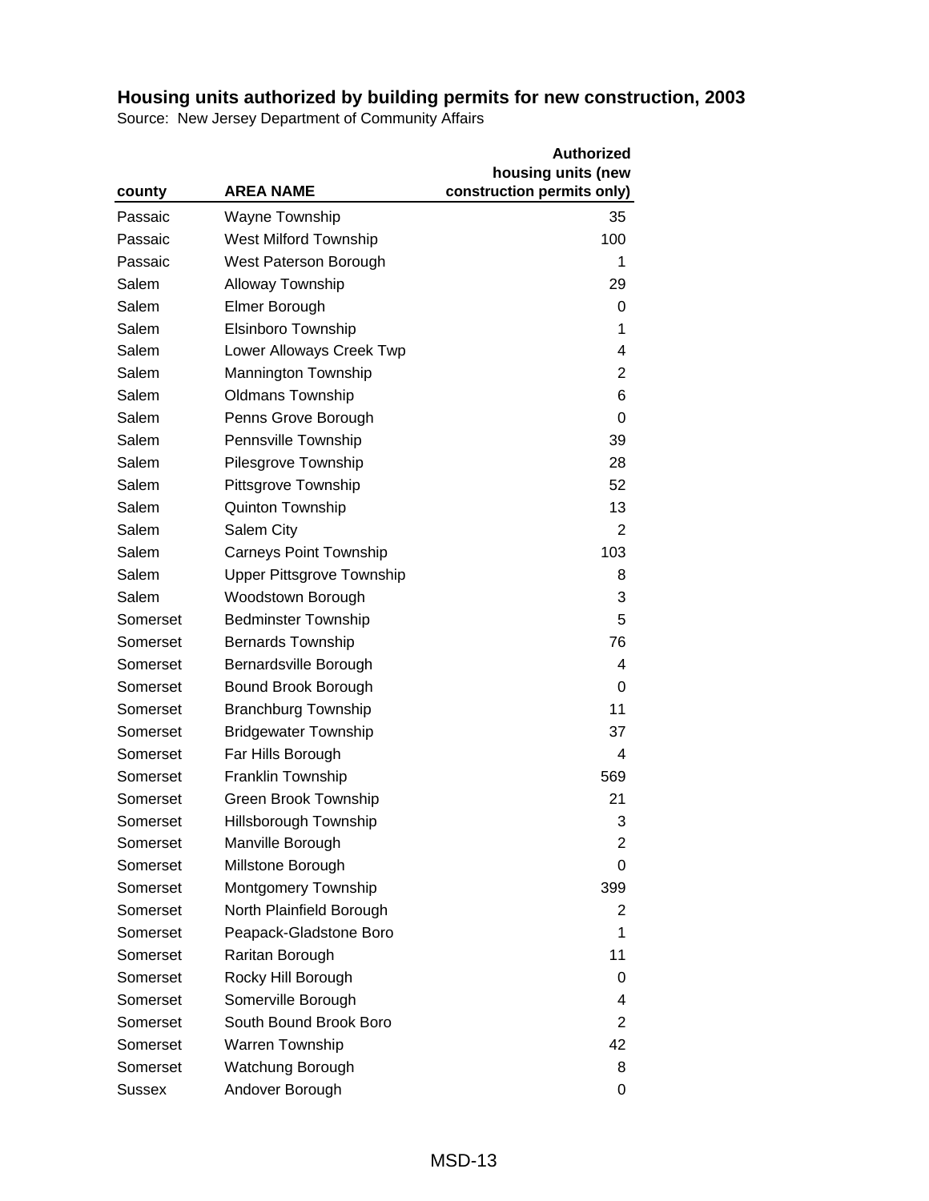# Housing units authorized by building permits for new construction, 2003

Source: New Jersey Department of Community Affairs

| county | AREA NAME | Authorized housing units (new construction permits only) |
|---|---|---|
| Passaic | Wayne Township | 35 |
| Passaic | West Milford Township | 100 |
| Passaic | West Paterson Borough | 1 |
| Salem | Alloway Township | 29 |
| Salem | Elmer Borough | 0 |
| Salem | Elsinboro Township | 1 |
| Salem | Lower Alloways Creek Twp | 4 |
| Salem | Mannington Township | 2 |
| Salem | Oldmans Township | 6 |
| Salem | Penns Grove Borough | 0 |
| Salem | Pennsville Township | 39 |
| Salem | Pilesgrove Township | 28 |
| Salem | Pittsgrove Township | 52 |
| Salem | Quinton Township | 13 |
| Salem | Salem City | 2 |
| Salem | Carneys Point Township | 103 |
| Salem | Upper Pittsgrove Township | 8 |
| Salem | Woodstown Borough | 3 |
| Somerset | Bedminster Township | 5 |
| Somerset | Bernards Township | 76 |
| Somerset | Bernardsville Borough | 4 |
| Somerset | Bound Brook Borough | 0 |
| Somerset | Branchburg Township | 11 |
| Somerset | Bridgewater Township | 37 |
| Somerset | Far Hills Borough | 4 |
| Somerset | Franklin Township | 569 |
| Somerset | Green Brook Township | 21 |
| Somerset | Hillsborough Township | 3 |
| Somerset | Manville Borough | 2 |
| Somerset | Millstone Borough | 0 |
| Somerset | Montgomery Township | 399 |
| Somerset | North Plainfield Borough | 2 |
| Somerset | Peapack-Gladstone Boro | 1 |
| Somerset | Raritan Borough | 11 |
| Somerset | Rocky Hill Borough | 0 |
| Somerset | Somerville Borough | 4 |
| Somerset | South Bound Brook Boro | 2 |
| Somerset | Warren Township | 42 |
| Somerset | Watchung Borough | 8 |
| Sussex | Andover Borough | 0 |

MSD-13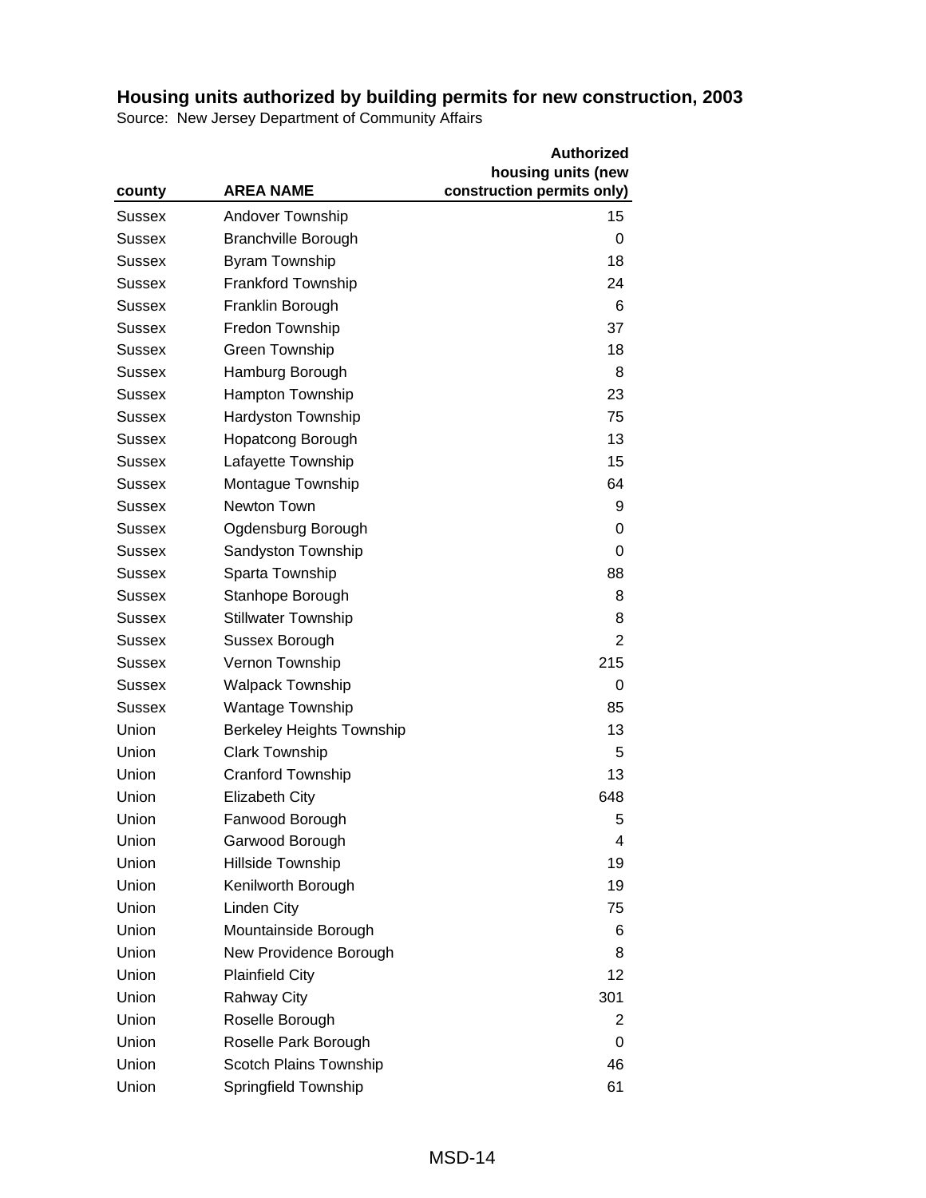## Housing units authorized by building permits for new construction, 2003

Source: New Jersey Department of Community Affairs

| county | AREA NAME | Authorized housing units (new construction permits only) |
|---|---|---|
| Sussex | Andover Township | 15 |
| Sussex | Branchville Borough | 0 |
| Sussex | Byram Township | 18 |
| Sussex | Frankford Township | 24 |
| Sussex | Franklin Borough | 6 |
| Sussex | Fredon Township | 37 |
| Sussex | Green Township | 18 |
| Sussex | Hamburg Borough | 8 |
| Sussex | Hampton Township | 23 |
| Sussex | Hardyston Township | 75 |
| Sussex | Hopatcong Borough | 13 |
| Sussex | Lafayette Township | 15 |
| Sussex | Montague Township | 64 |
| Sussex | Newton Town | 9 |
| Sussex | Ogdensburg Borough | 0 |
| Sussex | Sandyston Township | 0 |
| Sussex | Sparta Township | 88 |
| Sussex | Stanhope Borough | 8 |
| Sussex | Stillwater Township | 8 |
| Sussex | Sussex Borough | 2 |
| Sussex | Vernon Township | 215 |
| Sussex | Walpack Township | 0 |
| Sussex | Wantage Township | 85 |
| Union | Berkeley Heights Township | 13 |
| Union | Clark Township | 5 |
| Union | Cranford Township | 13 |
| Union | Elizabeth City | 648 |
| Union | Fanwood Borough | 5 |
| Union | Garwood Borough | 4 |
| Union | Hillside Township | 19 |
| Union | Kenilworth Borough | 19 |
| Union | Linden City | 75 |
| Union | Mountainside Borough | 6 |
| Union | New Providence Borough | 8 |
| Union | Plainfield City | 12 |
| Union | Rahway City | 301 |
| Union | Roselle Borough | 2 |
| Union | Roselle Park Borough | 0 |
| Union | Scotch Plains Township | 46 |
| Union | Springfield Township | 61 |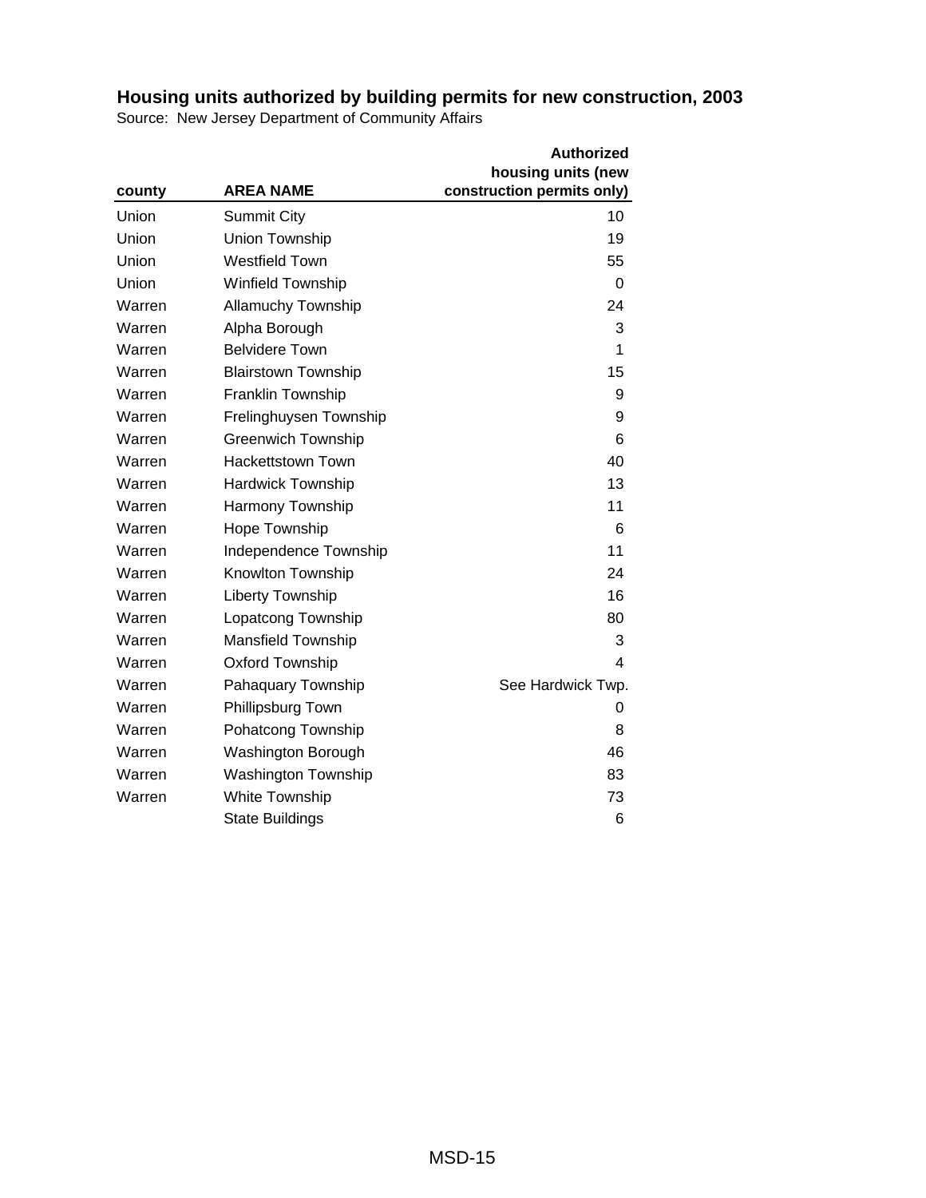## Housing units authorized by building permits for new construction, 2003

Source: New Jersey Department of Community Affairs

| county | AREA NAME | Authorized housing units (new construction permits only) |
|---|---|---|
| Union | Summit City | 10 |
| Union | Union Township | 19 |
| Union | Westfield Town | 55 |
| Union | Winfield Township | 0 |
| Warren | Allamuchy Township | 24 |
| Warren | Alpha Borough | 3 |
| Warren | Belvidere Town | 1 |
| Warren | Blairstown Township | 15 |
| Warren | Franklin Township | 9 |
| Warren | Frelinghuysen Township | 9 |
| Warren | Greenwich Township | 6 |
| Warren | Hackettstown Town | 40 |
| Warren | Hardwick Township | 13 |
| Warren | Harmony Township | 11 |
| Warren | Hope Township | 6 |
| Warren | Independence Township | 11 |
| Warren | Knowlton Township | 24 |
| Warren | Liberty Township | 16 |
| Warren | Lopatcong Township | 80 |
| Warren | Mansfield Township | 3 |
| Warren | Oxford Township | 4 |
| Warren | Pahaquary Township | See Hardwick Twp. |
| Warren | Phillipsburg Town | 0 |
| Warren | Pohatcong Township | 8 |
| Warren | Washington Borough | 46 |
| Warren | Washington Township | 83 |
| Warren | White Township | 73 |
| | State Buildings | 6 |